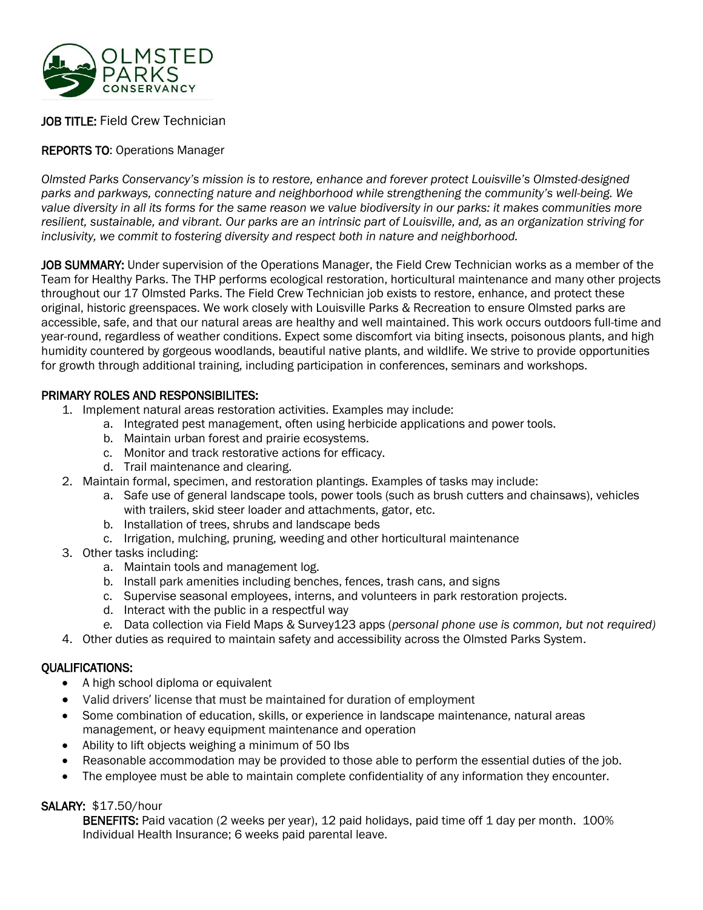OLMSTED PARKS CONSERVANCY

**JOB TITLE:** Field Crew Technician

**REPORTS TO**: Operations Manager

*Olmsted Parks Conservancy's mission is to restore, enhance and forever protect Louisville's Olmsted-designed parks and parkways, connecting nature and neighborhood while strengthening the community's well-being. We value diversity in all its forms for the same reason we value biodiversity in our parks: it makes communities more resilient, sustainable, and vibrant. Our parks are an intrinsic part of Louisville, and, as an organization striving for inclusivity, we commit to fostering diversity and respect both in nature and neighborhood.*

**JOB SUMMARY:** Under supervision of the Operations Manager, the Field Crew Technician works as a member of the Team for Healthy Parks. The THP performs ecological restoration, horticultural maintenance and many other projects throughout our 17 Olmsted Parks. The Field Crew Technician job exists to restore, enhance, and protect these original, historic greenspaces. We work closely with Louisville Parks & Recreation to ensure Olmsted parks are accessible, safe, and that our natural areas are healthy and well maintained. This work occurs outdoors full-time and year-round, regardless of weather conditions. Expect some discomfort via biting insects, poisonous plants, and high humidity countered by gorgeous woodlands, beautiful native plants, and wildlife. We strive to provide opportunities for growth through additional training, including participation in conferences, seminars and workshops.

**PRIMARY ROLES AND RESPONSIBILITES:**

1. Implement natural areas restoration activities. Examples may include:
   a. Integrated pest management, often using herbicide applications and power tools.
   b. Maintain urban forest and prairie ecosystems.
   c. Monitor and track restorative actions for efficacy.
   d. Trail maintenance and clearing.
2. Maintain formal, specimen, and restoration plantings. Examples of tasks may include:
   a. Safe use of general landscape tools, power tools (such as brush cutters and chainsaws), vehicles with trailers, skid steer loader and attachments, gator, etc.
   b. Installation of trees, shrubs and landscape beds
   c. Irrigation, mulching, pruning, weeding and other horticultural maintenance
3. Other tasks including:
   a. Maintain tools and management log.
   b. Install park amenities including benches, fences, trash cans, and signs
   c. Supervise seasonal employees, interns, and volunteers in park restoration projects.
   d. Interact with the public in a respectful way
   e. Data collection via Field Maps & Survey123 apps (*personal phone use is common, but not required)*
4. Other duties as required to maintain safety and accessibility across the Olmsted Parks System.

**QUALIFICATIONS:**

- A high school diploma or equivalent
- Valid drivers' license that must be maintained for duration of employment
- Some combination of education, skills, or experience in landscape maintenance, natural areas management, or heavy equipment maintenance and operation
- Ability to lift objects weighing a minimum of 50 lbs
- Reasonable accommodation may be provided to those able to perform the essential duties of the job.
- The employee must be able to maintain complete confidentiality of any information they encounter.

**SALARY:** $17.50/hour

**BENEFITS:** Paid vacation (2 weeks per year), 12 paid holidays, paid time off 1 day per month. 100% Individual Health Insurance; 6 weeks paid parental leave.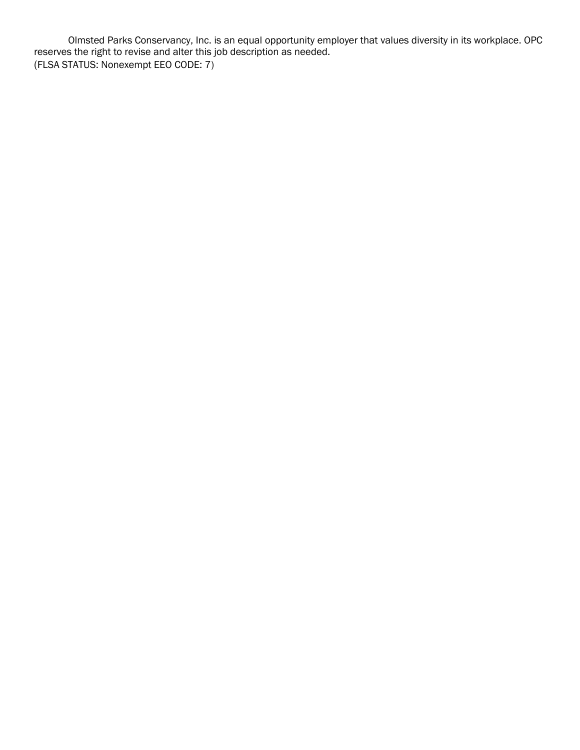Olmsted Parks Conservancy, Inc. is an equal opportunity employer that values diversity in its workplace. OPC reserves the right to revise and alter this job description as needed.
(FLSA STATUS: Nonexempt EEO CODE: 7)